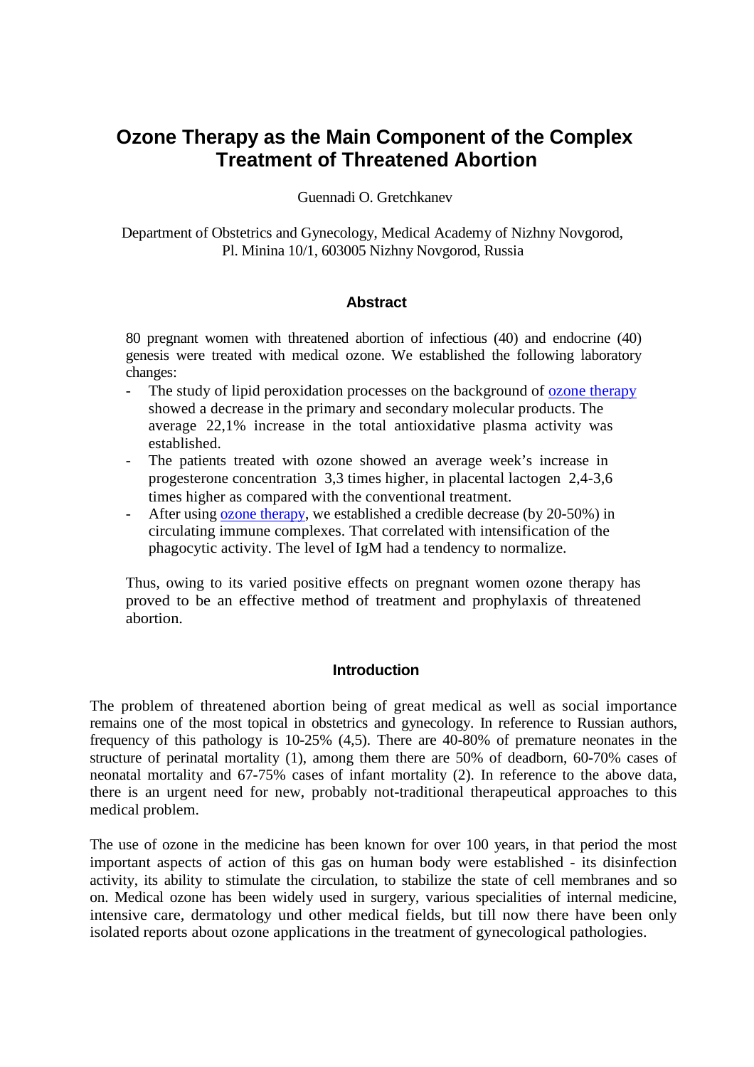# Ozone Therapy as the Main Component of the Complex Treatment of Threatened Abortion

Guennadi O. Gretchkanev

Department of Obstetrics and Gynecology, Medical Academy of Nizhny Novgorod, Pl. Minina 10/1, 603005 Nizhny Novgorod, Russia

## Abstract

80 pregnant women with threatened abortion of infectious (40) and endocrine (40) genesis were treated with medical ozone. We established the following laboratory changes:

- The study of lipid peroxidation processes on the background of ozone therapy showed a decrease in the primary and secondary molecular products. The average 22,1% increase in the total antioxidative plasma activity was established.
- The patients treated with ozone showed an average week's increase in progesterone concentration 3,3 times higher, in placental lactogen 2,4-3,6 times higher as compared with the conventional treatment.
- After using ozone therapy, we established a credible decrease (by 20-50%) in circulating immune complexes. That correlated with intensification of the phagocytic activity. The level of IgM had a tendency to normalize.

Thus, owing to its varied positive effects on pregnant women ozone therapy has proved to be an effective method of treatment and prophylaxis of threatened abortion.

## Introduction

The problem of threatened abortion being of great medical as well as social importance remains one of the most topical in obstetrics and gynecology. In reference to Russian authors, frequency of this pathology is 10-25% (4,5). There are 40-80% of premature neonates in the structure of perinatal mortality (1), among them there are 50% of deadborn, 60-70% cases of neonatal mortality and 67-75% cases of infant mortality (2). In reference to the above data, there is an urgent need for new, probably not-traditional therapeutical approaches to this medical problem.

The use of ozone in the medicine has been known for over 100 years, in that period the most important aspects of action of this gas on human body were established - its disinfection activity, its ability to stimulate the circulation, to stabilize the state of cell membranes and so on. Medical ozone has been widely used in surgery, various specialities of internal medicine, intensive care, dermatology und other medical fields, but till now there have been only isolated reports about ozone applications in the treatment of gynecological pathologies.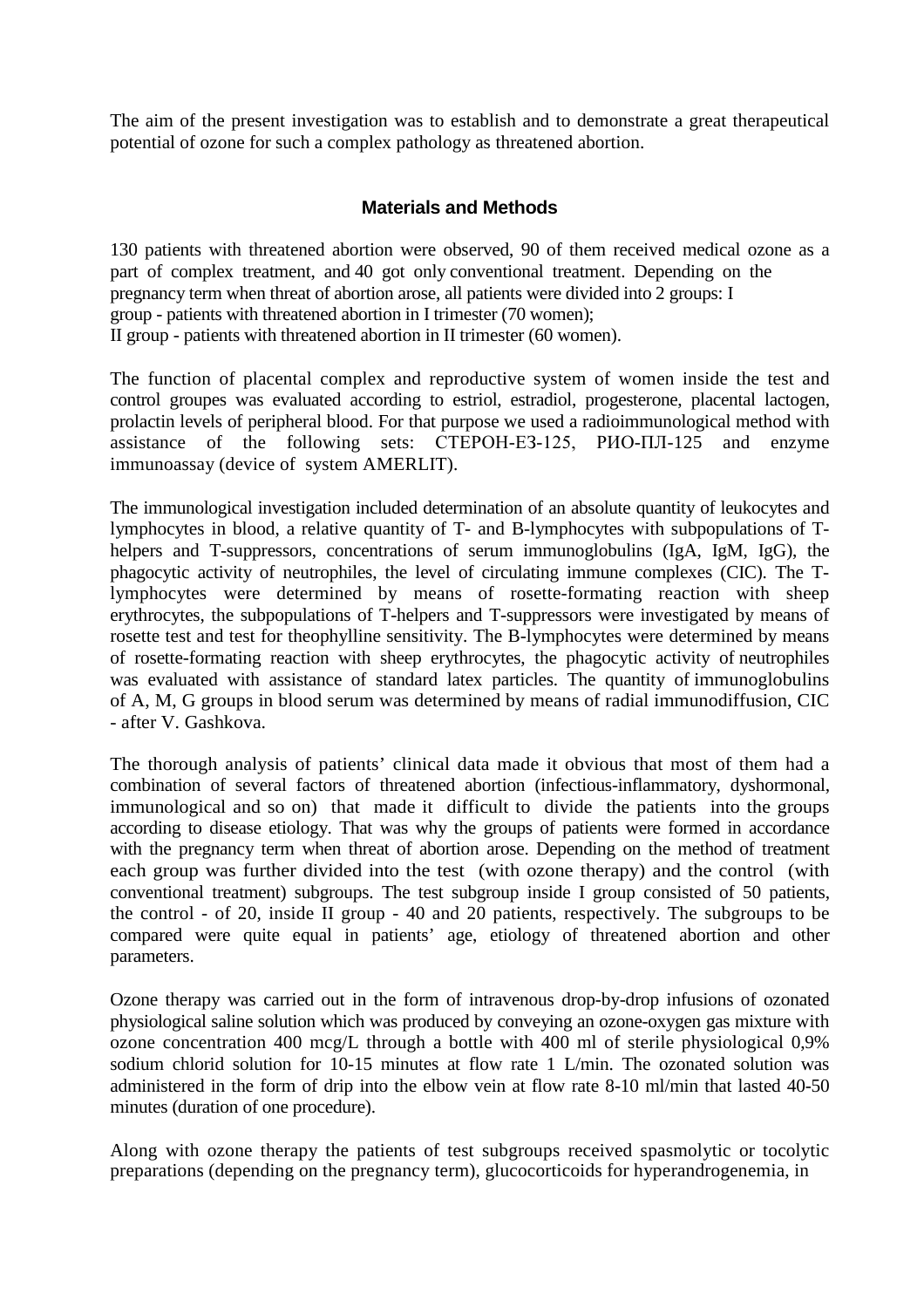The aim of the present investigation was to establish and to demonstrate a great therapeutical potential of ozone for such a complex pathology as threatened abortion.

## Materials and Methods

130 patients with threatened abortion were observed, 90 of them received medical ozone as a part of complex treatment, and 40 got only conventional treatment. Depending on the pregnancy term when threat of abortion arose, all patients were divided into 2 groups: I group - patients with threatened abortion in I trimester (70 women);
II group - patients with threatened abortion in II trimester (60 women).

The function of placental complex and reproductive system of women inside the test and control groupes was evaluated according to estriol, estradiol, progesterone, placental lactogen, prolactin levels of peripheral blood. For that purpose we used a radioimmunological method with assistance of the following sets: СТЕРОН-ЕЗ-125, РИО-ПЛ-125 and enzyme immunoassay (device of system AMERLIT).

The immunological investigation included determination of an absolute quantity of leukocytes and lymphocytes in blood, a relative quantity of T- and B-lymphocytes with subpopulations of T-helpers and T-suppressors, concentrations of serum immunoglobulins (IgA, IgM, IgG), the phagocytic activity of neutrophiles, the level of circulating immune complexes (CIC). The T-lymphocytes were determined by means of rosette-formating reaction with sheep erythrocytes, the subpopulations of T-helpers and T-suppressors were investigated by means of rosette test and test for theophylline sensitivity. The B-lymphocytes were determined by means of rosette-formating reaction with sheep erythrocytes, the phagocytic activity of neutrophiles was evaluated with assistance of standard latex particles. The quantity of immunoglobulins of A, M, G groups in blood serum was determined by means of radial immunodiffusion, CIC - after V. Gashkova.

The thorough analysis of patients' clinical data made it obvious that most of them had a combination of several factors of threatened abortion (infectious-inflammatory, dyshormonal, immunological and so on) that made it difficult to divide the patients into the groups according to disease etiology. That was why the groups of patients were formed in accordance with the pregnancy term when threat of abortion arose. Depending on the method of treatment each group was further divided into the test (with ozone therapy) and the control (with conventional treatment) subgroups. The test subgroup inside I group consisted of 50 patients, the control - of 20, inside II group - 40 and 20 patients, respectively. The subgroups to be compared were quite equal in patients' age, etiology of threatened abortion and other parameters.

Ozone therapy was carried out in the form of intravenous drop-by-drop infusions of ozonated physiological saline solution which was produced by conveying an ozone-oxygen gas mixture with ozone concentration 400 mcg/L through a bottle with 400 ml of sterile physiological 0,9% sodium chlorid solution for 10-15 minutes at flow rate 1 L/min. The ozonated solution was administered in the form of drip into the elbow vein at flow rate 8-10 ml/min that lasted 40-50 minutes (duration of one procedure).

Along with ozone therapy the patients of test subgroups received spasmolytic or tocolytic preparations (depending on the pregnancy term), glucocorticoids for hyperandrogenemia, in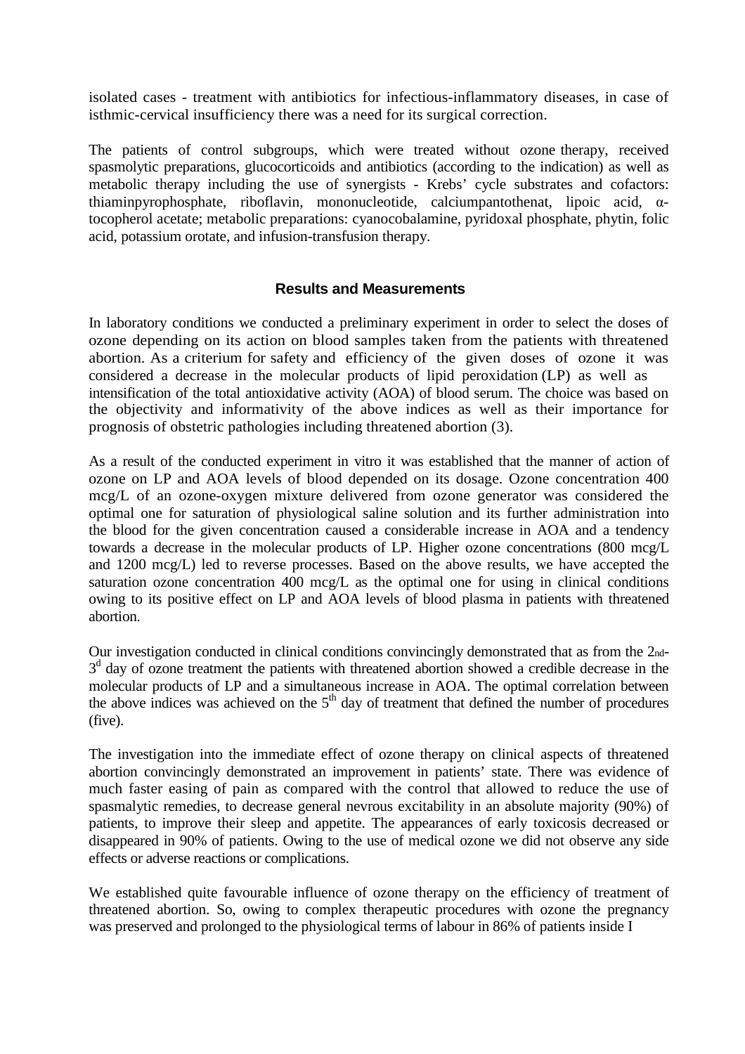isolated cases - treatment with antibiotics for infectious-inflammatory diseases, in case of isthmic-cervical insufficiency there was a need for its surgical correction.

The patients of control subgroups, which were treated without ozone therapy, received spasmolytic preparations, glucocorticoids and antibiotics (according to the indication) as well as metabolic therapy including the use of synergists - Krebs' cycle substrates and cofactors: thiaminpyrophosphate, riboflavin, mononucleotide, calciumpantothenat, lipoic acid, α-tocopherol acetate; metabolic preparations: cyanocobalamine, pyridoxal phosphate, phytin, folic acid, potassium orotate, and infusion-transfusion therapy.

## Results and Measurements

In laboratory conditions we conducted a preliminary experiment in order to select the doses of ozone depending on its action on blood samples taken from the patients with threatened abortion. As a criterium for safety and efficiency of the given doses of ozone it was considered a decrease in the molecular products of lipid peroxidation (LP) as well as intensification of the total antioxidative activity (AOA) of blood serum. The choice was based on the objectivity and informativity of the above indices as well as their importance for prognosis of obstetric pathologies including threatened abortion (3).

As a result of the conducted experiment in vitro it was established that the manner of action of ozone on LP and AOA levels of blood depended on its dosage. Ozone concentration 400 mcg/L of an ozone-oxygen mixture delivered from ozone generator was considered the optimal one for saturation of physiological saline solution and its further administration into the blood for the given concentration caused a considerable increase in AOA and a tendency towards a decrease in the molecular products of LP. Higher ozone concentrations (800 mcg/L and 1200 mcg/L) led to reverse processes. Based on the above results, we have accepted the saturation ozone concentration 400 mcg/L as the optimal one for using in clinical conditions owing to its positive effect on LP and AOA levels of blood plasma in patients with threatened abortion.

Our investigation conducted in clinical conditions convincingly demonstrated that as from the 2nd-3d day of ozone treatment the patients with threatened abortion showed a credible decrease in the molecular products of LP and a simultaneous increase in AOA. The optimal correlation between the above indices was achieved on the 5th day of treatment that defined the number of procedures (five).

The investigation into the immediate effect of ozone therapy on clinical aspects of threatened abortion convincingly demonstrated an improvement in patients' state. There was evidence of much faster easing of pain as compared with the control that allowed to reduce the use of spasmalytic remedies, to decrease general nevrous excitability in an absolute majority (90%) of patients, to improve their sleep and appetite. The appearances of early toxicosis decreased or disappeared in 90% of patients. Owing to the use of medical ozone we did not observe any side effects or adverse reactions or complications.

We established quite favourable influence of ozone therapy on the efficiency of treatment of threatened abortion. So, owing to complex therapeutic procedures with ozone the pregnancy was preserved and prolonged to the physiological terms of labour in 86% of patients inside I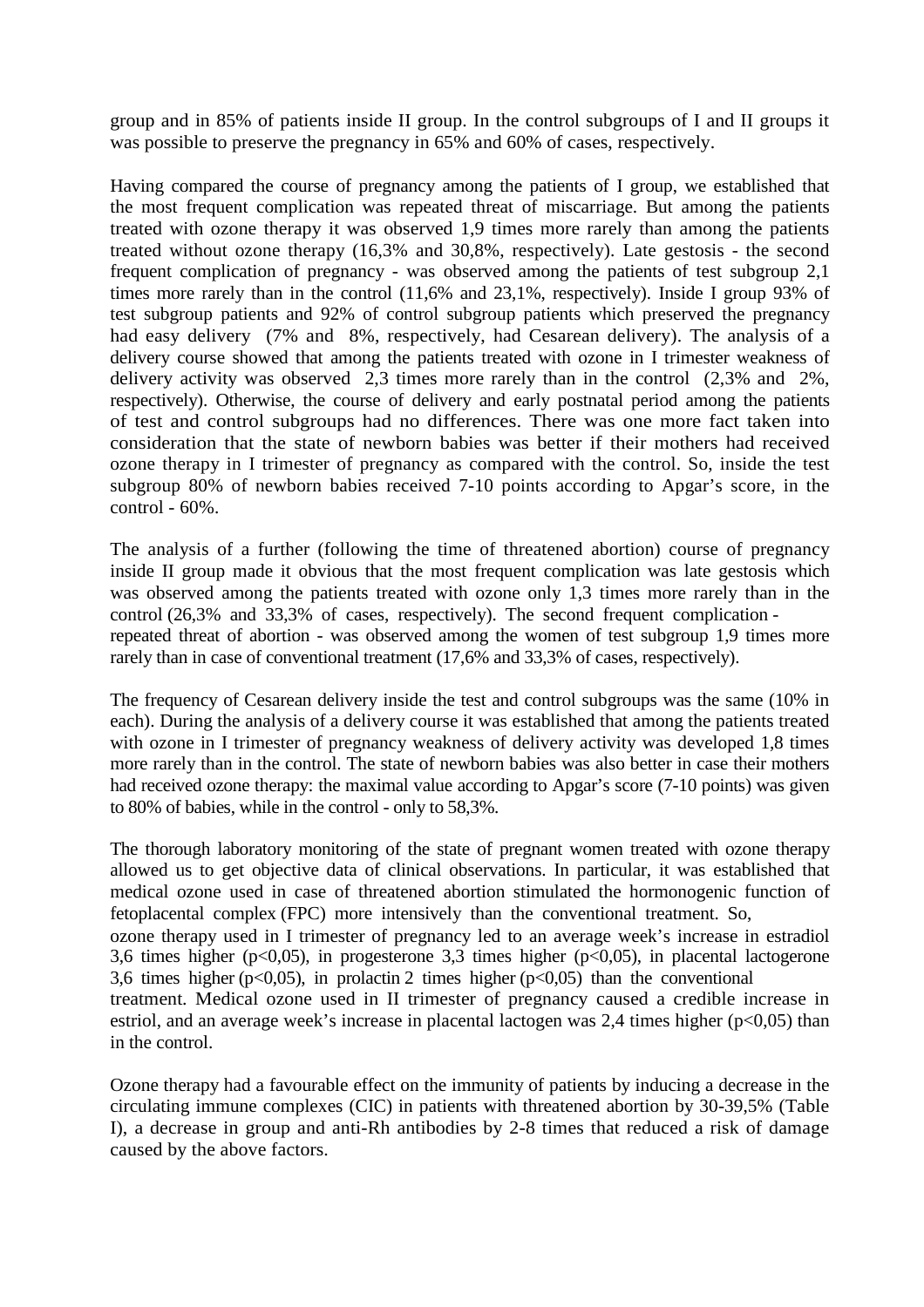group and in 85% of patients inside II group. In the control subgroups of I and II groups it was possible to preserve the pregnancy in 65% and 60% of cases, respectively.

Having compared the course of pregnancy among the patients of I group, we established that the most frequent complication was repeated threat of miscarriage. But among the patients treated with ozone therapy it was observed 1,9 times more rarely than among the patients treated without ozone therapy (16,3% and 30,8%, respectively). Late gestosis - the second frequent complication of pregnancy - was observed among the patients of test subgroup 2,1 times more rarely than in the control (11,6% and 23,1%, respectively). Inside I group 93% of test subgroup patients and 92% of control subgroup patients which preserved the pregnancy had easy delivery (7% and 8%, respectively, had Cesarean delivery). The analysis of a delivery course showed that among the patients treated with ozone in I trimester weakness of delivery activity was observed 2,3 times more rarely than in the control (2,3% and 2%, respectively). Otherwise, the course of delivery and early postnatal period among the patients of test and control subgroups had no differences. There was one more fact taken into consideration that the state of newborn babies was better if their mothers had received ozone therapy in I trimester of pregnancy as compared with the control. So, inside the test subgroup 80% of newborn babies received 7-10 points according to Apgar's score, in the control - 60%.

The analysis of a further (following the time of threatened abortion) course of pregnancy inside II group made it obvious that the most frequent complication was late gestosis which was observed among the patients treated with ozone only 1,3 times more rarely than in the control (26,3% and 33,3% of cases, respectively). The second frequent complication - repeated threat of abortion - was observed among the women of test subgroup 1,9 times more rarely than in case of conventional treatment (17,6% and 33,3% of cases, respectively).

The frequency of Cesarean delivery inside the test and control subgroups was the same (10% in each). During the analysis of a delivery course it was established that among the patients treated with ozone in I trimester of pregnancy weakness of delivery activity was developed 1,8 times more rarely than in the control. The state of newborn babies was also better in case their mothers had received ozone therapy: the maximal value according to Apgar's score (7-10 points) was given to 80% of babies, while in the control - only to 58,3%.

The thorough laboratory monitoring of the state of pregnant women treated with ozone therapy allowed us to get objective data of clinical observations. In particular, it was established that medical ozone used in case of threatened abortion stimulated the hormonogenic function of fetoplacental complex (FPC) more intensively than the conventional treatment. So, ozone therapy used in I trimester of pregnancy led to an average week's increase in estradiol 3,6 times higher ($p<0,05$), in progesterone 3,3 times higher ($p<0,05$), in placental lactogerone 3,6 times higher ($p<0,05$), in prolactin 2 times higher ($p<0,05$) than the conventional treatment. Medical ozone used in II trimester of pregnancy caused a credible increase in estriol, and an average week's increase in placental lactogen was 2,4 times higher ($p<0,05$) than in the control.

Ozone therapy had a favourable effect on the immunity of patients by inducing a decrease in the circulating immune complexes (CIC) in patients with threatened abortion by 30-39,5% (Table I), a decrease in group and anti-Rh antibodies by 2-8 times that reduced a risk of damage caused by the above factors.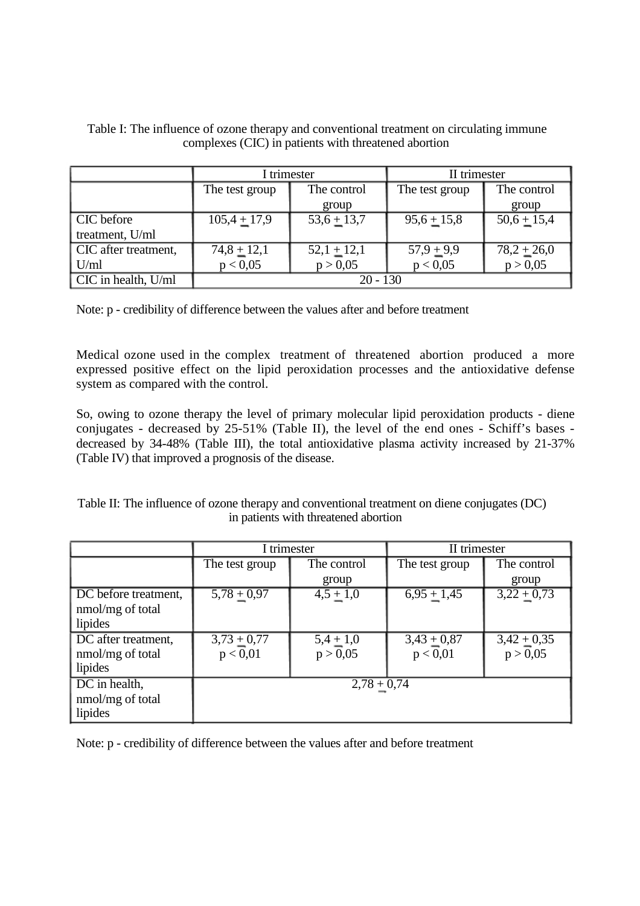Table I: The influence of ozone therapy and conventional treatment on circulating immune complexes (CIC) in patients with threatened abortion

| | I trimester | | II trimester | |
|---|---|---|---|---|
| | The test group | The control group | The test group | The control group |
| CIC before treatment, U/ml | 105,4 ± 17,9 | 53,6 ± 13,7 | 95,6 ± 15,8 | 50,6 ± 15,4 |
| CIC after treatment, U/ml | 74,8 ± 12,1 $p < 0,05$ | 52,1 ± 12,1 $p > 0,05$ | 57,9 ± 9,9 $p < 0,05$ | 78,2 ± 26,0 $p > 0,05$ |
| CIC in health, U/ml | 20 - 130 | | | |

Note: p - credibility of difference between the values after and before treatment

Medical ozone used in the complex treatment of threatened abortion produced a more expressed positive effect on the lipid peroxidation processes and the antioxidative defense system as compared with the control.

So, owing to ozone therapy the level of primary molecular lipid peroxidation products - diene conjugates - decreased by 25-51% (Table II), the level of the end ones - Schiff's bases - decreased by 34-48% (Table III), the total antioxidative plasma activity increased by 21-37% (Table IV) that improved a prognosis of the disease.

Table II: The influence of ozone therapy and conventional treatment on diene conjugates (DC) in patients with threatened abortion

| | I trimester | | II trimester | |
|---|---|---|---|---|
| | The test group | The control group | The test group | The control group |
| DC before treatment, nmol/mg of total lipides | 5,78 ± 0,97 | 4,5 ± 1,0 | 6,95 ± 1,45 | 3,22 ± 0,73 |
| DC after treatment, nmol/mg of total lipides | 3,73 ± 0,77 $p < 0,01$ | 5,4 ± 1,0 $p > 0,05$ | 3,43 ± 0,87 $p < 0,01$ | 3,42 ± 0,35 $p > 0,05$ |
| DC in health, nmol/mg of total lipides | 2,78 ± 0,74 | | | |

Note: p - credibility of difference between the values after and before treatment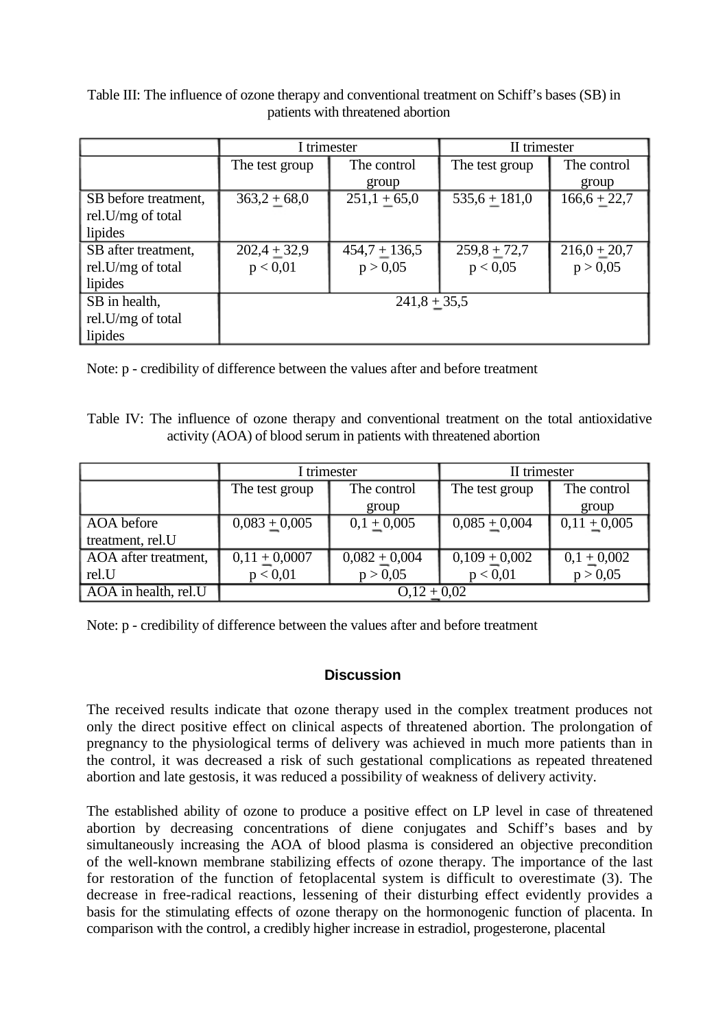Table III: The influence of ozone therapy and conventional treatment on Schiff's bases (SB) in patients with threatened abortion

| | I trimester | | II trimester | |
|---|---|---|---|---|
| | The test group | The control group | The test group | The control group |
| SB before treatment, rel.U/mg of total lipides | 363,2 ± 68,0 | 251,1 ± 65,0 | 535,6 ± 181,0 | 166,6 ± 22,7 |
| SB after treatment, rel.U/mg of total lipides | 202,4 ± 32,9<br>p < 0,01 | 454,7 ± 136,5<br>p > 0,05 | 259,8 ± 72,7<br>p < 0,05 | 216,0 ± 20,7<br>p > 0,05 |
| SB in health, rel.U/mg of total lipides | 241,8 ± 35,5 | | | |

Note: p - credibility of difference between the values after and before treatment

Table IV: The influence of ozone therapy and conventional treatment on the total antioxidative activity (AOA) of blood serum in patients with threatened abortion

| | I trimester | | II trimester | |
|---|---|---|---|---|
| | The test group | The control group | The test group | The control group |
| AOA before treatment, rel.U | 0,083 ± 0,005 | 0,1 ± 0,005 | 0,085 ± 0,004 | 0,11 ± 0,005 |
| AOA after treatment, rel.U | 0,11 ± 0,0007<br>p < 0,01 | 0,082 ± 0,004<br>p > 0,05 | 0,109 ± 0,002<br>p < 0,01 | 0,1 ± 0,002<br>p > 0,05 |
| AOA in health, rel.U | O,12 ± 0,02 | | | |

Note: p - credibility of difference between the values after and before treatment

## Discussion

The received results indicate that ozone therapy used in the complex treatment produces not only the direct positive effect on clinical aspects of threatened abortion. The prolongation of pregnancy to the physiological terms of delivery was achieved in much more patients than in the control, it was decreased a risk of such gestational complications as repeated threatened abortion and late gestosis, it was reduced a possibility of weakness of delivery activity.

The established ability of ozone to produce a positive effect on LP level in case of threatened abortion by decreasing concentrations of diene conjugates and Schiff's bases and by simultaneously increasing the AOA of blood plasma is considered an objective precondition of the well-known membrane stabilizing effects of ozone therapy. The importance of the last for restoration of the function of fetoplacental system is difficult to overestimate (3). The decrease in free-radical reactions, lessening of their disturbing effect evidently provides a basis for the stimulating effects of ozone therapy on the hormonogenic function of placenta. In comparison with the control, a credibly higher increase in estradiol, progesterone, placental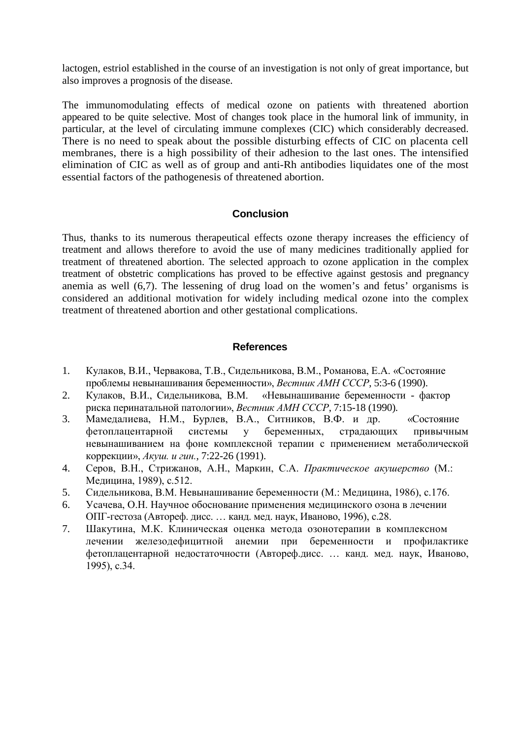lactogen, estriol established in the course of an investigation is not only of great importance, but also improves a prognosis of the disease.

The immunomodulating effects of medical ozone on patients with threatened abortion appeared to be quite selective. Most of changes took place in the humoral link of immunity, in particular, at the level of circulating immune complexes (CIC) which considerably decreased. There is no need to speak about the possible disturbing effects of CIC on placenta cell membranes, there is a high possibility of their adhesion to the last ones. The intensified elimination of CIC as well as of group and anti-Rh antibodies liquidates one of the most essential factors of the pathogenesis of threatened abortion.

## Conclusion

Thus, thanks to its numerous therapeutical effects ozone therapy increases the efficiency of treatment and allows therefore to avoid the use of many medicines traditionally applied for treatment of threatened abortion. The selected approach to ozone application in the complex treatment of obstetric complications has proved to be effective against gestosis and pregnancy anemia as well (6,7). The lessening of drug load on the women's and fetus' organisms is considered an additional motivation for widely including medical ozone into the complex treatment of threatened abortion and other gestational complications.

## References

1. Кулаков, В.И., Червакова, Т.В., Сидельникова, В.М., Романова, Е.А. «Состояние проблемы невынашивания беременности», *Вестник АМН СССР,* 5:3-6 (1990).
2. Кулаков, В.И., Сидельникова, В.М. «Невынашивание беременности - фактор риска перинатальной патологии», *Вестник АМН СССР*, 7:15-18 (1990).
3. Мамедалиева, Н.М., Бурлев, В.А., Ситников, В.Ф. и др. «Состояние фетоплацентарной системы у беременных, страдающих привычным невынашиванием на фоне комплексной терапии с применением метаболической коррекции», *Акуш. и гин.*, 7:22-26 (1991).
4. Серов, В.Н., Стрижанов, А.Н., Маркин, С.А. *Практическое акушерство* (М.: Медицина, 1989), с.512.
5. Сидельникова, В.М. Невынашивание беременности (М.: Медицина, 1986), с.176.
6. Усачева, О.Н. Научное обоснование применения медицинского озона в лечении ОПГ-гестоза (Автореф. дисс. … канд. мед. наук, Иваново, 1996), с.28.
7. Шакутина, М.К. Клиническая оценка метода озонотерапии в комплексном лечении железодефицитной анемии при беременности и профилактике фетоплацентарной недостаточности (Автореф.дисс. … канд. мед. наук, Иваново, 1995), с.34.